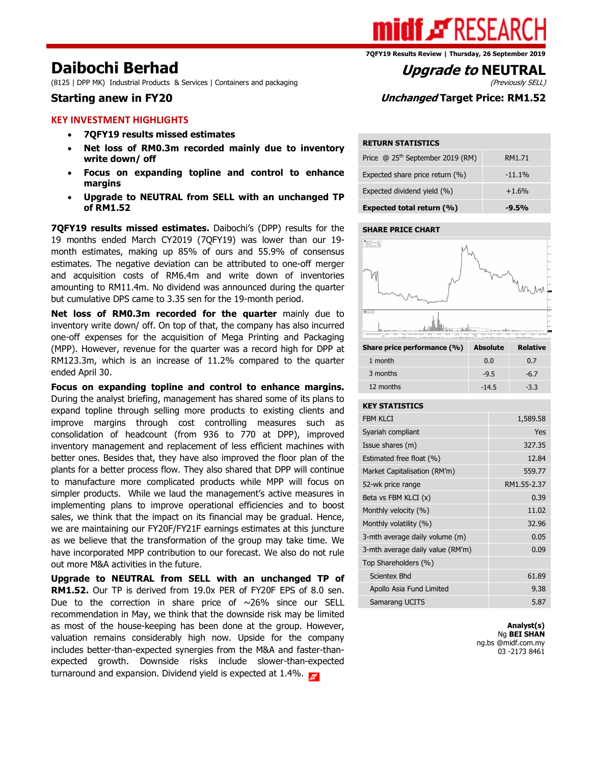7QFY19 Results Review | Thursday, 26 September 2019

# Daibochi Berhad

(8125 | DPP MK) Industrial Products & Services | Containers and packaging

## *Upgrade to* NEUTRAL

*(Previously SELL)*

## Starting anew in FY20

## *Unchanged* Target Price: RM1.52

### KEY INVESTMENT HIGHLIGHTS

- **7QFY19 results missed estimates**
- **Net loss of RM0.3m recorded mainly due to inventory write down/ off**
- **Focus on expanding topline and control to enhance margins**
- **Upgrade to NEUTRAL from SELL with an unchanged TP of RM1.52**

**7QFY19 results missed estimates.** Daibochi's (DPP) results for the 19 months ended March CY2019 (7QFY19) was lower than our 19-month estimates, making up 85% of ours and 55.9% of consensus estimates. The negative deviation can be attributed to one-off merger and acquisition costs of RM6.4m and write down of inventories amounting to RM11.4m. No dividend was announced during the quarter but cumulative DPS came to 3.35 sen for the 19-month period.

**Net loss of RM0.3m recorded for the quarter** mainly due to inventory write down/ off. On top of that, the company has also incurred one-off expenses for the acquisition of Mega Printing and Packaging (MPP). However, revenue for the quarter was a record high for DPP at RM123.3m, which is an increase of 11.2% compared to the quarter ended April 30.

**Focus on expanding topline and control to enhance margins.** During the analyst briefing, management has shared some of its plans to expand topline through selling more products to existing clients and improve margins through cost controlling measures such as consolidation of headcount (from 936 to 770 at DPP), improved inventory management and replacement of less efficient machines with better ones. Besides that, they have also improved the floor plan of the plants for a better process flow. They also shared that DPP will continue to manufacture more complicated products while MPP will focus on simpler products. While we laud the management's active measures in implementing plans to improve operational efficiencies and to boost sales, we think that the impact on its financial may be gradual. Hence, we are maintaining our FY20F/FY21F earnings estimates at this juncture as we believe that the transformation of the group may take time. We have incorporated MPP contribution to our forecast. We also do not rule out more M&A activities in the future.

**Upgrade to NEUTRAL from SELL with an unchanged TP of RM1.52.** Our TP is derived from 19.0x PER of FY20F EPS of 8.0 sen. Due to the correction in share price of ~26% since our SELL recommendation in May, we think that the downside risk may be limited as most of the house-keeping has been done at the group. However, valuation remains considerably high now. Upside for the company includes better-than-expected synergies from the M&A and faster-than-expected growth. Downside risks include slower-than-expected turnaround and expansion. Dividend yield is expected at 1.4%.

| RETURN STATISTICS | |
|---|---|
| Price @ 25th September 2019 (RM) | RM1.71 |
| Expected share price return (%) | -11.1% |
| Expected dividend yield (%) | +1.6% |
| **Expected total return (%)** | **-9.5%** |

**SHARE PRICE CHART**

| Share price performance (%) | Absolute | Relative |
|---|---|---|
| 1 month | 0.0 | 0.7 |
| 3 months | -9.5 | -6.7 |
| 12 months | -14.5 | -3.3 |

| KEY STATISTICS | |
|---|---|
| FBM KLCI | 1,589.58 |
| Syariah compliant | Yes |
| Issue shares (m) | 327.35 |
| Estimated free float (%) | 12.84 |
| Market Capitalisation (RM'm) | 559.77 |
| 52-wk price range | RM1.55-2.37 |
| Beta vs FBM KLCI (x) | 0.39 |
| Monthly velocity (%) | 11.02 |
| Monthly volatility (%) | 32.96 |
| 3-mth average daily volume (m) | 0.05 |
| 3-mth average daily value (RM'm) | 0.09 |
| Top Shareholders (%) | |
| Scientex Bhd | 61.89 |
| Apollo Asia Fund Limited | 9.38 |
| Samarang UCITS | 5.87 |

**Analyst(s)**
Ng **BEI SHAN**
ng.bs @midf.com.my
03 -2173 8461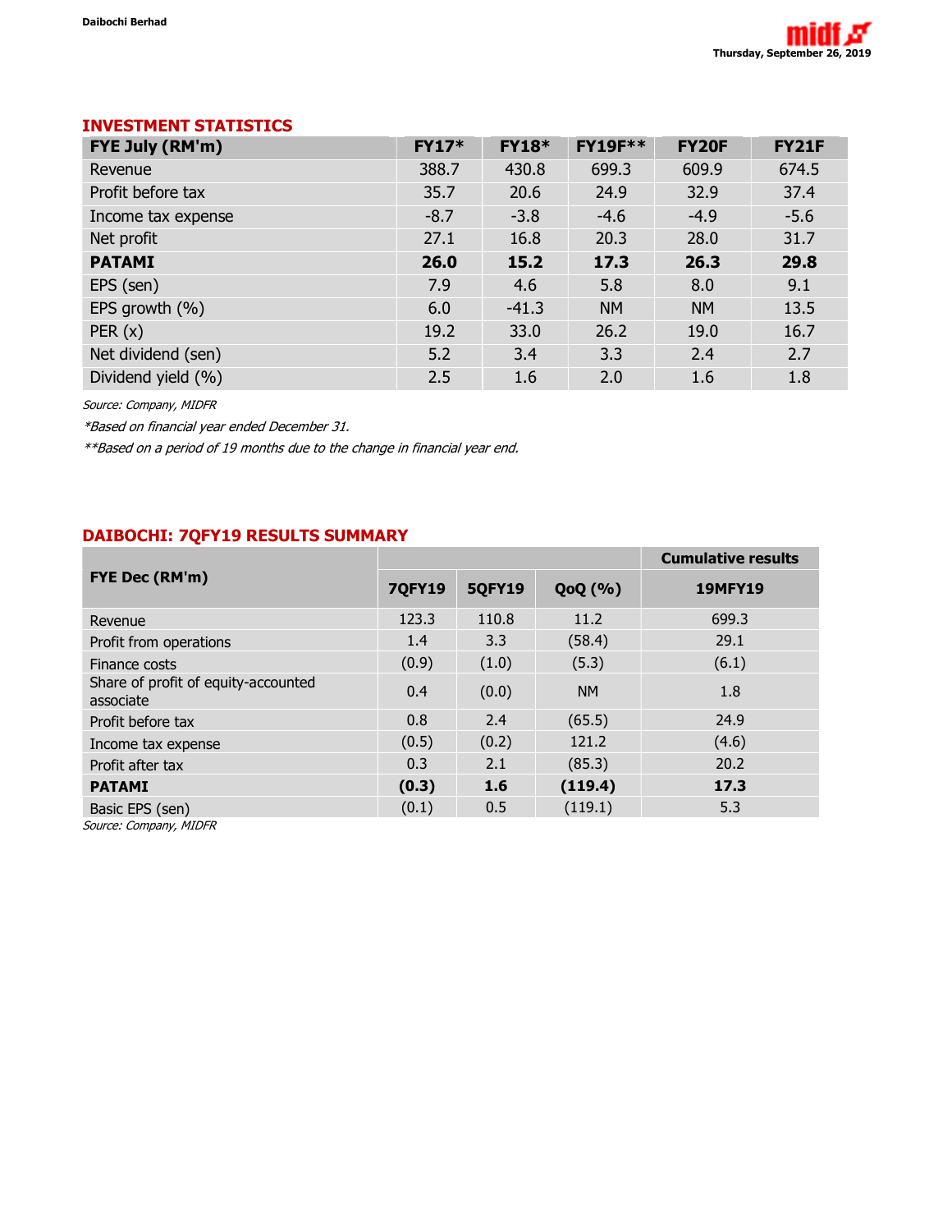## INVESTMENT STATISTICS

| FYE July (RM'm) | FY17* | FY18* | FY19F** | FY20F | FY21F |
|---|---|---|---|---|---|
| Revenue | 388.7 | 430.8 | 699.3 | 609.9 | 674.5 |
| Profit before tax | 35.7 | 20.6 | 24.9 | 32.9 | 37.4 |
| Income tax expense | -8.7 | -3.8 | -4.6 | -4.9 | -5.6 |
| Net profit | 27.1 | 16.8 | 20.3 | 28.0 | 31.7 |
| **PATAMI** | **26.0** | **15.2** | **17.3** | **26.3** | **29.8** |
| EPS (sen) | 7.9 | 4.6 | 5.8 | 8.0 | 9.1 |
| EPS growth (%) | 6.0 | -41.3 | NM | NM | 13.5 |
| PER (x) | 19.2 | 33.0 | 26.2 | 19.0 | 16.7 |
| Net dividend (sen) | 5.2 | 3.4 | 3.3 | 2.4 | 2.7 |
| Dividend yield (%) | 2.5 | 1.6 | 2.0 | 1.6 | 1.8 |

*Source: Company, MIDFR*

**Based on financial year ended December 31.*

***Based on a period of 19 months due to the change in financial year end.*

## DAIBOCHI: 7QFY19 RESULTS SUMMARY

| FYE Dec (RM'm) | | | | Cumulative results |
|---|---|---|---|---|
| | **7QFY19** | **5QFY19** | **QoQ (%)** | **19MFY19** |
| Revenue | 123.3 | 110.8 | 11.2 | 699.3 |
| Profit from operations | 1.4 | 3.3 | (58.4) | 29.1 |
| Finance costs | (0.9) | (1.0) | (5.3) | (6.1) |
| Share of profit of equity-accounted associate | 0.4 | (0.0) | NM | 1.8 |
| Profit before tax | 0.8 | 2.4 | (65.5) | 24.9 |
| Income tax expense | (0.5) | (0.2) | 121.2 | (4.6) |
| Profit after tax | 0.3 | 2.1 | (85.3) | 20.2 |
| **PATAMI** | **(0.3)** | **1.6** | **(119.4)** | **17.3** |
| Basic EPS (sen) | (0.1) | 0.5 | (119.1) | 5.3 |

*Source: Company, MIDFR*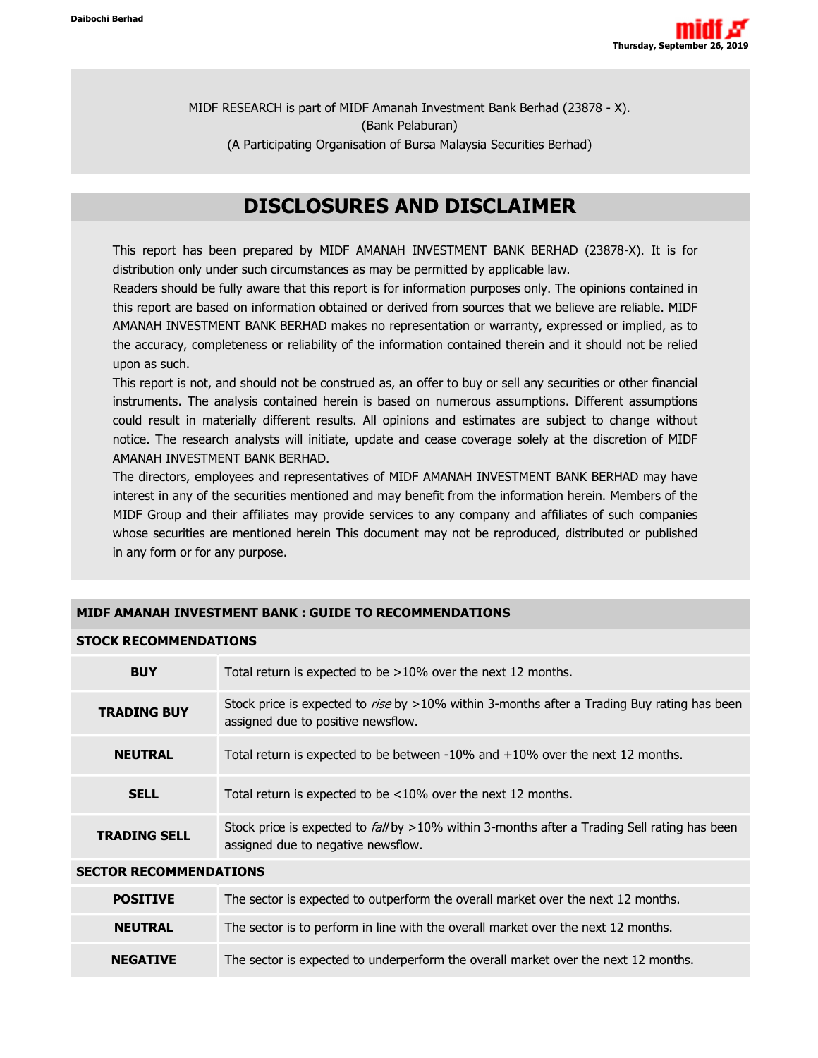MIDF RESEARCH is part of MIDF Amanah Investment Bank Berhad (23878 - X).
(Bank Pelaburan)
(A Participating Organisation of Bursa Malaysia Securities Berhad)

# DISCLOSURES AND DISCLAIMER

This report has been prepared by MIDF AMANAH INVESTMENT BANK BERHAD (23878-X). It is for distribution only under such circumstances as may be permitted by applicable law.

Readers should be fully aware that this report is for information purposes only. The opinions contained in this report are based on information obtained or derived from sources that we believe are reliable. MIDF AMANAH INVESTMENT BANK BERHAD makes no representation or warranty, expressed or implied, as to the accuracy, completeness or reliability of the information contained therein and it should not be relied upon as such.

This report is not, and should not be construed as, an offer to buy or sell any securities or other financial instruments. The analysis contained herein is based on numerous assumptions. Different assumptions could result in materially different results. All opinions and estimates are subject to change without notice. The research analysts will initiate, update and cease coverage solely at the discretion of MIDF AMANAH INVESTMENT BANK BERHAD.

The directors, employees and representatives of MIDF AMANAH INVESTMENT BANK BERHAD may have interest in any of the securities mentioned and may benefit from the information herein. Members of the MIDF Group and their affiliates may provide services to any company and affiliates of such companies whose securities are mentioned herein This document may not be reproduced, distributed or published in any form or for any purpose.

| MIDF AMANAH INVESTMENT BANK : GUIDE TO RECOMMENDATIONS | |
|---|---|
| **STOCK RECOMMENDATIONS** | |
| **BUY** | Total return is expected to be >10% over the next 12 months. |
| **TRADING BUY** | Stock price is expected to *rise* by >10% within 3-months after a Trading Buy rating has been assigned due to positive newsflow. |
| **NEUTRAL** | Total return is expected to be between -10% and +10% over the next 12 months. |
| **SELL** | Total return is expected to be <10% over the next 12 months. |
| **TRADING SELL** | Stock price is expected to *fall* by >10% within 3-months after a Trading Sell rating has been assigned due to negative newsflow. |
| **SECTOR RECOMMENDATIONS** | |
| **POSITIVE** | The sector is expected to outperform the overall market over the next 12 months. |
| **NEUTRAL** | The sector is to perform in line with the overall market over the next 12 months. |
| **NEGATIVE** | The sector is expected to underperform the overall market over the next 12 months. |